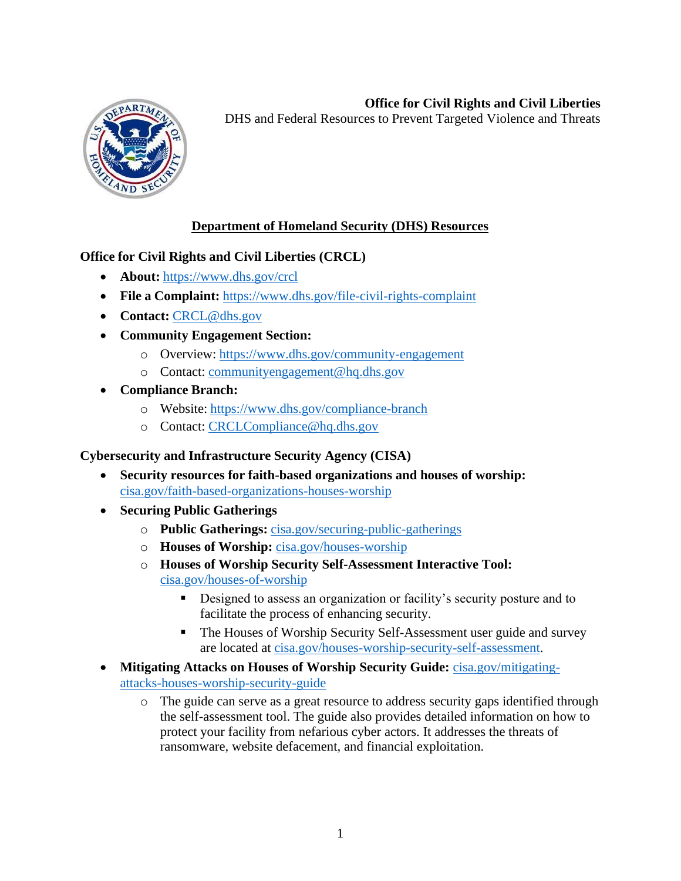**Office for Civil Rights and Civil Liberties**
DHS and Federal Resources to Prevent Targeted Violence and Threats

## Department of Homeland Security (DHS) Resources

### Office for Civil Rights and Civil Liberties (CRCL)

- **About:** https://www.dhs.gov/crcl
- **File a Complaint:** https://www.dhs.gov/file-civil-rights-complaint
- **Contact:** CRCL@dhs.gov
- **Community Engagement Section:**
  - Overview: https://www.dhs.gov/community-engagement
  - Contact: communityengagement@hq.dhs.gov
- **Compliance Branch:**
  - Website: https://www.dhs.gov/compliance-branch
  - Contact: CRCLCompliance@hq.dhs.gov

### Cybersecurity and Infrastructure Security Agency (CISA)

- **Security resources for faith-based organizations and houses of worship:** cisa.gov/faith-based-organizations-houses-worship
- **Securing Public Gatherings**
  - **Public Gatherings:** cisa.gov/securing-public-gatherings
  - **Houses of Worship:** cisa.gov/houses-worship
  - **Houses of Worship Security Self-Assessment Interactive Tool:** cisa.gov/houses-of-worship
    - Designed to assess an organization or facility's security posture and to facilitate the process of enhancing security.
    - The Houses of Worship Security Self-Assessment user guide and survey are located at cisa.gov/houses-worship-security-self-assessment.
- **Mitigating Attacks on Houses of Worship Security Guide:** cisa.gov/mitigating-attacks-houses-worship-security-guide
  - The guide can serve as a great resource to address security gaps identified through the self-assessment tool. The guide also provides detailed information on how to protect your facility from nefarious cyber actors. It addresses the threats of ransomware, website defacement, and financial exploitation.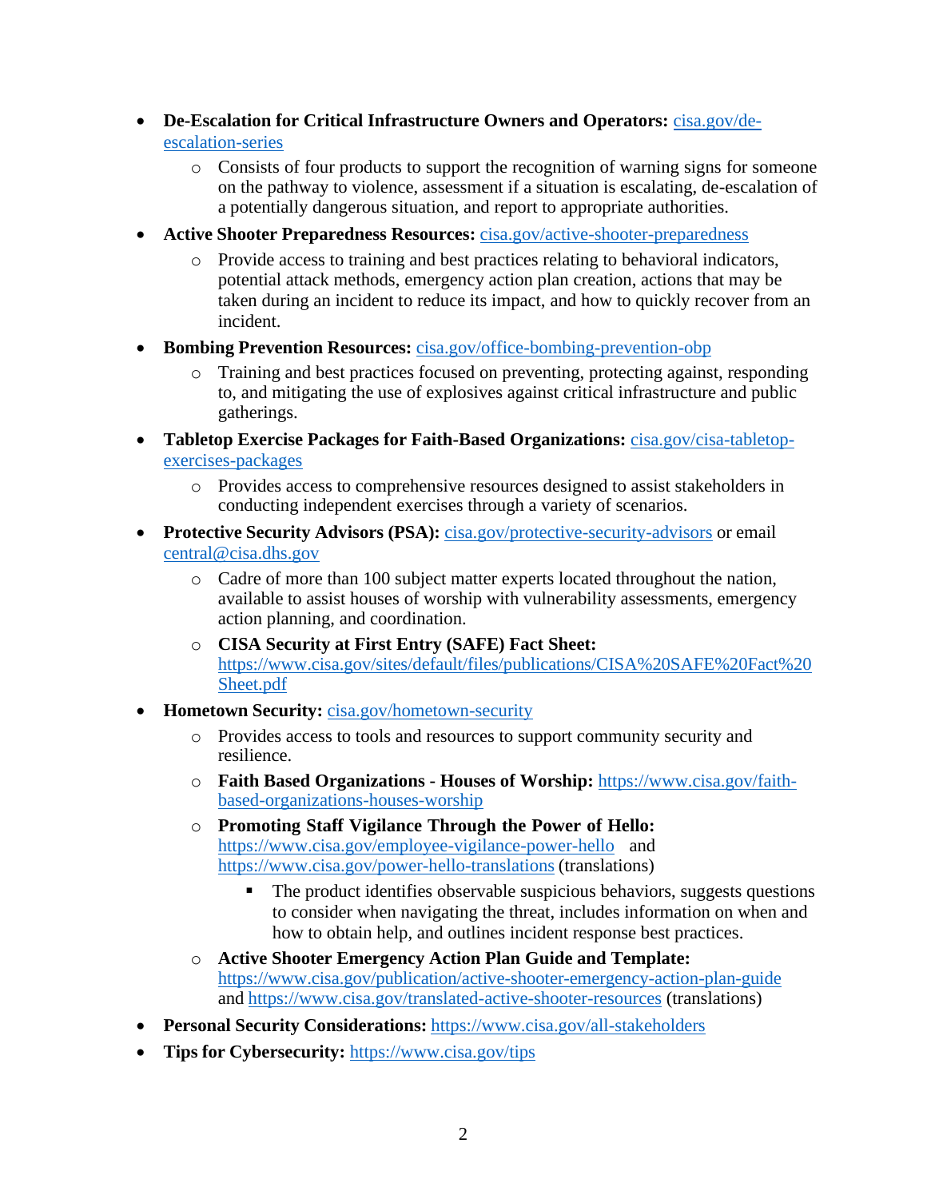- **De-Escalation for Critical Infrastructure Owners and Operators:** [cisa.gov/de-escalation-series](https://cisa.gov/de-escalation-series)
  - Consists of four products to support the recognition of warning signs for someone on the pathway to violence, assessment if a situation is escalating, de-escalation of a potentially dangerous situation, and report to appropriate authorities.
- **Active Shooter Preparedness Resources:** [cisa.gov/active-shooter-preparedness](https://cisa.gov/active-shooter-preparedness)
  - Provide access to training and best practices relating to behavioral indicators, potential attack methods, emergency action plan creation, actions that may be taken during an incident to reduce its impact, and how to quickly recover from an incident.
- **Bombing Prevention Resources:** [cisa.gov/office-bombing-prevention-obp](https://cisa.gov/office-bombing-prevention-obp)
  - Training and best practices focused on preventing, protecting against, responding to, and mitigating the use of explosives against critical infrastructure and public gatherings.
- **Tabletop Exercise Packages for Faith-Based Organizations:** [cisa.gov/cisa-tabletop-exercises-packages](https://cisa.gov/cisa-tabletop-exercises-packages)
  - Provides access to comprehensive resources designed to assist stakeholders in conducting independent exercises through a variety of scenarios.
- **Protective Security Advisors (PSA):** [cisa.gov/protective-security-advisors](https://cisa.gov/protective-security-advisors) or email [central@cisa.dhs.gov](mailto:central@cisa.dhs.gov)
  - Cadre of more than 100 subject matter experts located throughout the nation, available to assist houses of worship with vulnerability assessments, emergency action planning, and coordination.
  - **CISA Security at First Entry (SAFE) Fact Sheet:** [https://www.cisa.gov/sites/default/files/publications/CISA%20SAFE%20Fact%20Sheet.pdf](https://www.cisa.gov/sites/default/files/publications/CISA%20SAFE%20Fact%20Sheet.pdf)
- **Hometown Security:** [cisa.gov/hometown-security](https://cisa.gov/hometown-security)
  - Provides access to tools and resources to support community security and resilience.
  - **Faith Based Organizations - Houses of Worship:** [https://www.cisa.gov/faith-based-organizations-houses-worship](https://www.cisa.gov/faith-based-organizations-houses-worship)
  - **Promoting Staff Vigilance Through the Power of Hello:** [https://www.cisa.gov/employee-vigilance-power-hello](https://www.cisa.gov/employee-vigilance-power-hello) and [https://www.cisa.gov/power-hello-translations](https://www.cisa.gov/power-hello-translations) (translations)
    - The product identifies observable suspicious behaviors, suggests questions to consider when navigating the threat, includes information on when and how to obtain help, and outlines incident response best practices.
  - **Active Shooter Emergency Action Plan Guide and Template:** [https://www.cisa.gov/publication/active-shooter-emergency-action-plan-guide](https://www.cisa.gov/publication/active-shooter-emergency-action-plan-guide) and [https://www.cisa.gov/translated-active-shooter-resources](https://www.cisa.gov/translated-active-shooter-resources) (translations)
- **Personal Security Considerations:** [https://www.cisa.gov/all-stakeholders](https://www.cisa.gov/all-stakeholders)
- **Tips for Cybersecurity:** [https://www.cisa.gov/tips](https://www.cisa.gov/tips)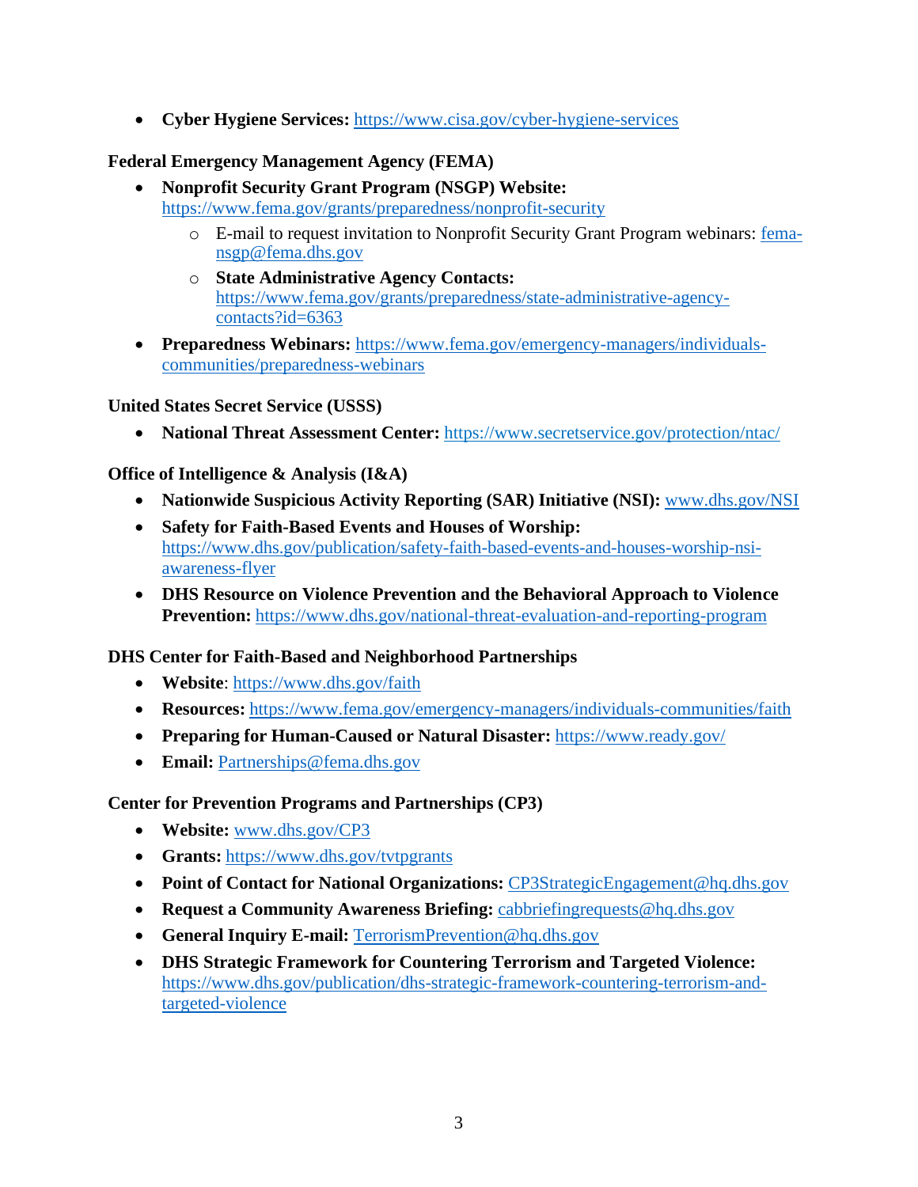- **Cyber Hygiene Services:** https://www.cisa.gov/cyber-hygiene-services

**Federal Emergency Management Agency (FEMA)**

- **Nonprofit Security Grant Program (NSGP) Website:** https://www.fema.gov/grants/preparedness/nonprofit-security
  - E-mail to request invitation to Nonprofit Security Grant Program webinars: fema-nsgp@fema.dhs.gov
  - **State Administrative Agency Contacts:** https://www.fema.gov/grants/preparedness/state-administrative-agency-contacts?id=6363
- **Preparedness Webinars:** https://www.fema.gov/emergency-managers/individuals-communities/preparedness-webinars

**United States Secret Service (USSS)**

- **National Threat Assessment Center:** https://www.secretservice.gov/protection/ntac/

**Office of Intelligence & Analysis (I&A)**

- **Nationwide Suspicious Activity Reporting (SAR) Initiative (NSI):** www.dhs.gov/NSI
- **Safety for Faith-Based Events and Houses of Worship:** https://www.dhs.gov/publication/safety-faith-based-events-and-houses-worship-nsi-awareness-flyer
- **DHS Resource on Violence Prevention and the Behavioral Approach to Violence Prevention:** https://www.dhs.gov/national-threat-evaluation-and-reporting-program

**DHS Center for Faith-Based and Neighborhood Partnerships**

- **Website**: https://www.dhs.gov/faith
- **Resources:** https://www.fema.gov/emergency-managers/individuals-communities/faith
- **Preparing for Human-Caused or Natural Disaster:** https://www.ready.gov/
- **Email:** Partnerships@fema.dhs.gov

**Center for Prevention Programs and Partnerships (CP3)**

- **Website:** www.dhs.gov/CP3
- **Grants:** https://www.dhs.gov/tvtpgrants
- **Point of Contact for National Organizations:** CP3StrategicEngagement@hq.dhs.gov
- **Request a Community Awareness Briefing:** cabbriefingrequests@hq.dhs.gov
- **General Inquiry E-mail:** TerrorismPrevention@hq.dhs.gov
- **DHS Strategic Framework for Countering Terrorism and Targeted Violence:** https://www.dhs.gov/publication/dhs-strategic-framework-countering-terrorism-and-targeted-violence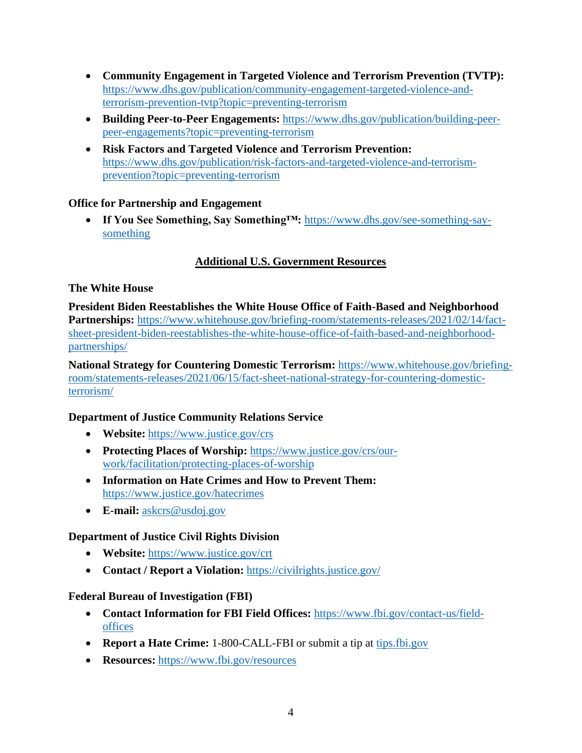- **Community Engagement in Targeted Violence and Terrorism Prevention (TVTP):** https://www.dhs.gov/publication/community-engagement-targeted-violence-and-terrorism-prevention-tvtp?topic=preventing-terrorism
- **Building Peer-to-Peer Engagements:** https://www.dhs.gov/publication/building-peer-peer-engagements?topic=preventing-terrorism
- **Risk Factors and Targeted Violence and Terrorism Prevention:** https://www.dhs.gov/publication/risk-factors-and-targeted-violence-and-terrorism-prevention?topic=preventing-terrorism

**Office for Partnership and Engagement**

- **If You See Something, Say Something™:** https://www.dhs.gov/see-something-say-something

## Additional U.S. Government Resources

**The White House**

**President Biden Reestablishes the White House Office of Faith-Based and Neighborhood Partnerships:** https://www.whitehouse.gov/briefing-room/statements-releases/2021/02/14/fact-sheet-president-biden-reestablishes-the-white-house-office-of-faith-based-and-neighborhood-partnerships/

**National Strategy for Countering Domestic Terrorism:** https://www.whitehouse.gov/briefing-room/statements-releases/2021/06/15/fact-sheet-national-strategy-for-countering-domestic-terrorism/

**Department of Justice Community Relations Service**

- **Website:** https://www.justice.gov/crs
- **Protecting Places of Worship:** https://www.justice.gov/crs/our-work/facilitation/protecting-places-of-worship
- **Information on Hate Crimes and How to Prevent Them:** https://www.justice.gov/hatecrimes
- **E-mail:** askcrs@usdoj.gov

**Department of Justice Civil Rights Division**

- **Website:** https://www.justice.gov/crt
- **Contact / Report a Violation:** https://civilrights.justice.gov/

**Federal Bureau of Investigation (FBI)**

- **Contact Information for FBI Field Offices:** https://www.fbi.gov/contact-us/field-offices
- **Report a Hate Crime:** 1-800-CALL-FBI or submit a tip at tips.fbi.gov
- **Resources:** https://www.fbi.gov/resources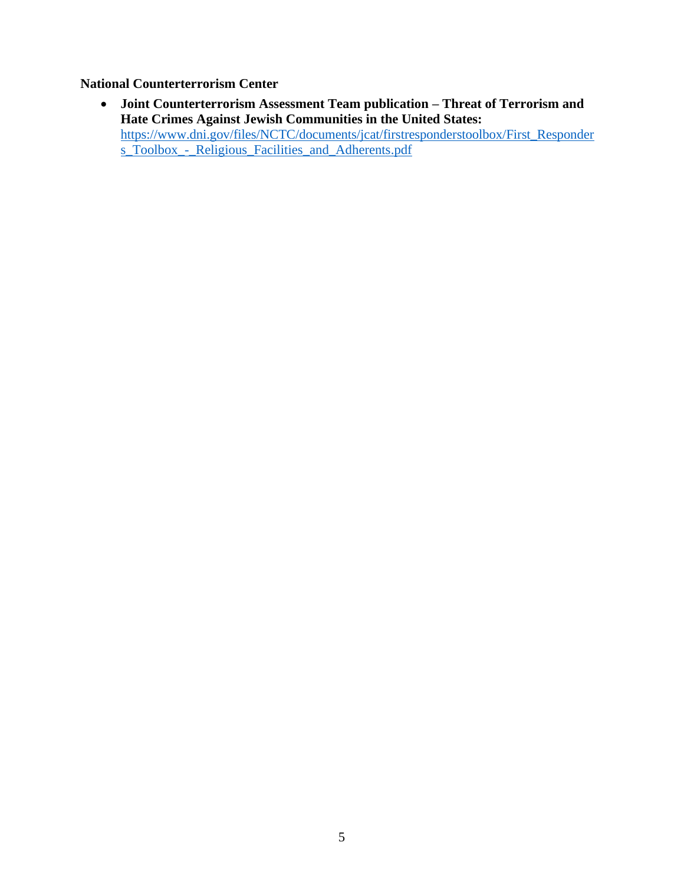**National Counterterrorism Center**

- **Joint Counterterrorism Assessment Team publication – Threat of Terrorism and Hate Crimes Against Jewish Communities in the United States:** [https://www.dni.gov/files/NCTC/documents/jcat/firstresponderstoolbox/First_Responders_Toolbox_-_Religious_Facilities_and_Adherents.pdf](https://www.dni.gov/files/NCTC/documents/jcat/firstresponderstoolbox/First_Responders_Toolbox_-_Religious_Facilities_and_Adherents.pdf)